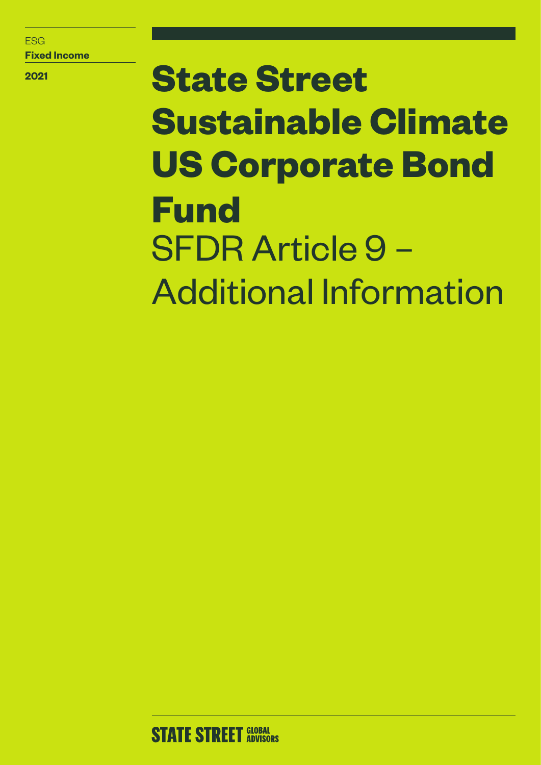ESG

**Fixed Income**

**2021**

# State Street Sustainable Climate US Corporate Bond Fund

## SFDR Article 9 – Additional Information

STATE STREET GLOBAL ADVISORS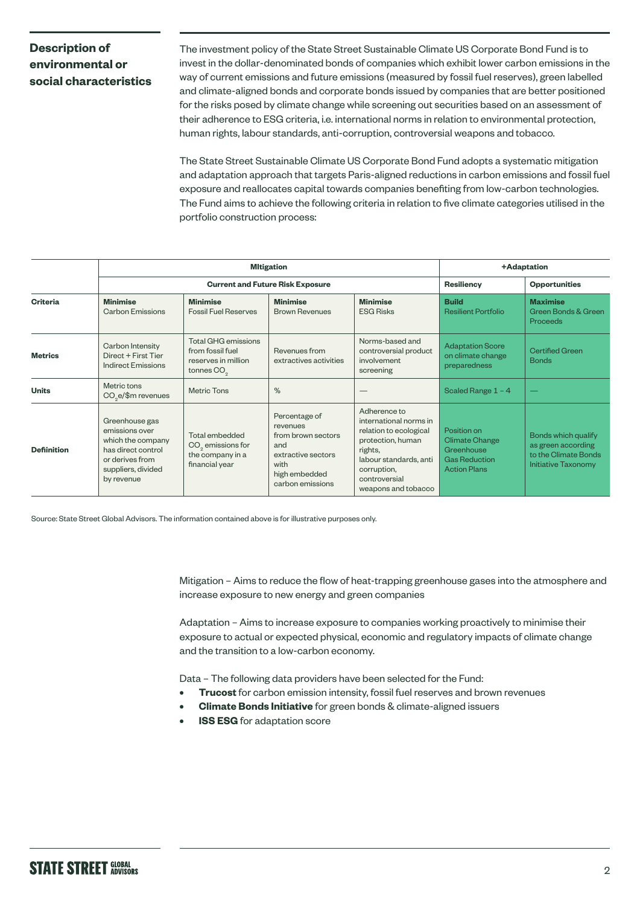## Description of environmental or social characteristics

The investment policy of the State Street Sustainable Climate US Corporate Bond Fund is to invest in the dollar-denominated bonds of companies which exhibit lower carbon emissions in the way of current emissions and future emissions (measured by fossil fuel reserves), green labelled and climate-aligned bonds and corporate bonds issued by companies that are better positioned for the risks posed by climate change while screening out securities based on an assessment of their adherence to ESG criteria, i.e. international norms in relation to environmental protection, human rights, labour standards, anti-corruption, controversial weapons and tobacco.

The State Street Sustainable Climate US Corporate Bond Fund adopts a systematic mitigation and adaptation approach that targets Paris-aligned reductions in carbon emissions and fossil fuel exposure and reallocates capital towards companies benefiting from low-carbon technologies. The Fund aims to achieve the following criteria in relation to five climate categories utilised in the portfolio construction process:

| | MItigation | | | | +Adaptation | |
|---|---|---|---|---|---|---|
| | Current and Future Risk Exposure | | | | Resiliency | Opportunities |
| **Criteria** | **Minimise** Carbon Emissions | **Minimise** Fossil Fuel Reserves | **Minimise** Brown Revenues | **Minimise** ESG Risks | **Build** Resilient Portfolio | **Maximise** Green Bonds & Green Proceeds |
| **Metrics** | Carbon Intensity Direct + First Tier Indirect Emissions | Total GHG emissions from fossil fuel reserves in million tonnes $CO_2$ | Revenues from extractives activities | Norms-based and controversial product involvement screening | Adaptation Score on climate change preparedness | Certified Green Bonds |
| **Units** | Metric tons $CO_2e$/$m revenues | Metric Tons | % | — | Scaled Range 1 – 4 | — |
| **Definition** | Greenhouse gas emissions over which the company has direct control or derives from suppliers, divided by revenue | Total embedded $CO_2$ emissions for the company in a financial year | Percentage of revenues from brown sectors and extractive sectors with high embedded carbon emissions | Adherence to international norms in relation to ecological protection, human rights, labour standards, anti corruption, controversial weapons and tobacco | Position on Climate Change Greenhouse Gas Reduction Action Plans | Bonds which qualify as green according to the Climate Bonds Initiative Taxonomy |

Source: State Street Global Advisors. The information contained above is for illustrative purposes only.

Mitigation – Aims to reduce the flow of heat-trapping greenhouse gases into the atmosphere and increase exposure to new energy and green companies

Adaptation – Aims to increase exposure to companies working proactively to minimise their exposure to actual or expected physical, economic and regulatory impacts of climate change and the transition to a low-carbon economy.

Data – The following data providers have been selected for the Fund:

- **Trucost** for carbon emission intensity, fossil fuel reserves and brown revenues
- **Climate Bonds Initiative** for green bonds & climate-aligned issuers
- **ISS ESG** for adaptation score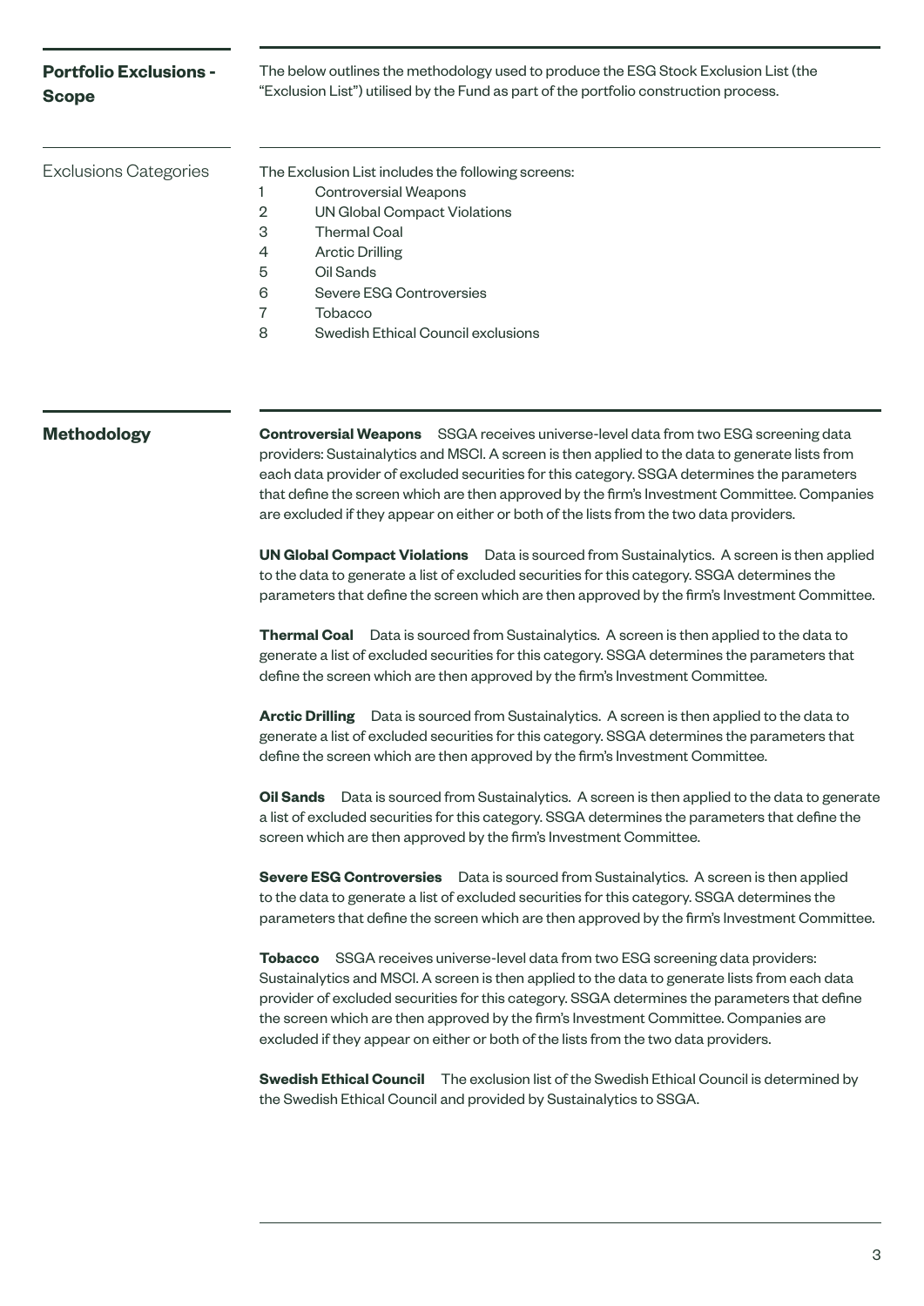## Portfolio Exclusions - Scope

The below outlines the methodology used to produce the ESG Stock Exclusion List (the "Exclusion List") utilised by the Fund as part of the portfolio construction process.

### Exclusions Categories

The Exclusion List includes the following screens:

1. Controversial Weapons
2. UN Global Compact Violations
3. Thermal Coal
4. Arctic Drilling
5. Oil Sands
6. Severe ESG Controversies
7. Tobacco
8. Swedish Ethical Council exclusions

## Methodology

**Controversial Weapons** SSGA receives universe-level data from two ESG screening data providers: Sustainalytics and MSCI. A screen is then applied to the data to generate lists from each data provider of excluded securities for this category. SSGA determines the parameters that define the screen which are then approved by the firm's Investment Committee. Companies are excluded if they appear on either or both of the lists from the two data providers.

**UN Global Compact Violations** Data is sourced from Sustainalytics. A screen is then applied to the data to generate a list of excluded securities for this category. SSGA determines the parameters that define the screen which are then approved by the firm's Investment Committee.

**Thermal Coal** Data is sourced from Sustainalytics. A screen is then applied to the data to generate a list of excluded securities for this category. SSGA determines the parameters that define the screen which are then approved by the firm's Investment Committee.

**Arctic Drilling** Data is sourced from Sustainalytics. A screen is then applied to the data to generate a list of excluded securities for this category. SSGA determines the parameters that define the screen which are then approved by the firm's Investment Committee.

**Oil Sands** Data is sourced from Sustainalytics. A screen is then applied to the data to generate a list of excluded securities for this category. SSGA determines the parameters that define the screen which are then approved by the firm's Investment Committee.

**Severe ESG Controversies** Data is sourced from Sustainalytics. A screen is then applied to the data to generate a list of excluded securities for this category. SSGA determines the parameters that define the screen which are then approved by the firm's Investment Committee.

**Tobacco** SSGA receives universe-level data from two ESG screening data providers: Sustainalytics and MSCI. A screen is then applied to the data to generate lists from each data provider of excluded securities for this category. SSGA determines the parameters that define the screen which are then approved by the firm's Investment Committee. Companies are excluded if they appear on either or both of the lists from the two data providers.

**Swedish Ethical Council** The exclusion list of the Swedish Ethical Council is determined by the Swedish Ethical Council and provided by Sustainalytics to SSGA.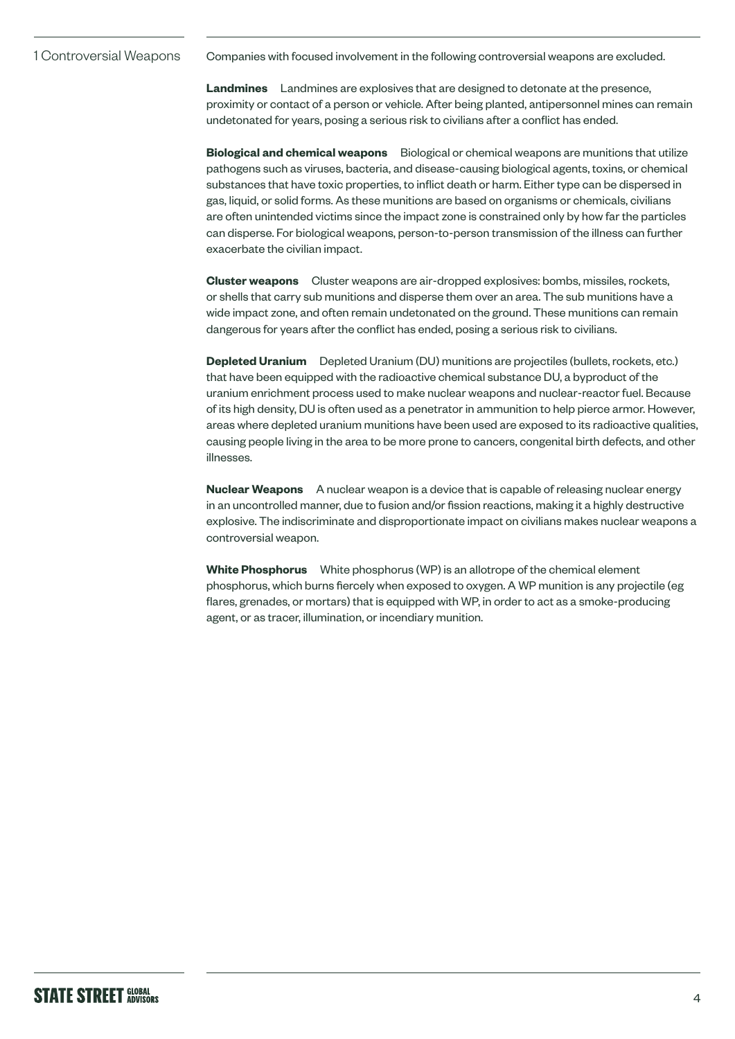## 1 Controversial Weapons

Companies with focused involvement in the following controversial weapons are excluded.

**Landmines** Landmines are explosives that are designed to detonate at the presence, proximity or contact of a person or vehicle. After being planted, antipersonnel mines can remain undetonated for years, posing a serious risk to civilians after a conflict has ended.

**Biological and chemical weapons** Biological or chemical weapons are munitions that utilize pathogens such as viruses, bacteria, and disease-causing biological agents, toxins, or chemical substances that have toxic properties, to inflict death or harm. Either type can be dispersed in gas, liquid, or solid forms. As these munitions are based on organisms or chemicals, civilians are often unintended victims since the impact zone is constrained only by how far the particles can disperse. For biological weapons, person-to-person transmission of the illness can further exacerbate the civilian impact.

**Cluster weapons** Cluster weapons are air-dropped explosives: bombs, missiles, rockets, or shells that carry sub munitions and disperse them over an area. The sub munitions have a wide impact zone, and often remain undetonated on the ground. These munitions can remain dangerous for years after the conflict has ended, posing a serious risk to civilians.

**Depleted Uranium** Depleted Uranium (DU) munitions are projectiles (bullets, rockets, etc.) that have been equipped with the radioactive chemical substance DU, a byproduct of the uranium enrichment process used to make nuclear weapons and nuclear-reactor fuel. Because of its high density, DU is often used as a penetrator in ammunition to help pierce armor. However, areas where depleted uranium munitions have been used are exposed to its radioactive qualities, causing people living in the area to be more prone to cancers, congenital birth defects, and other illnesses.

**Nuclear Weapons** A nuclear weapon is a device that is capable of releasing nuclear energy in an uncontrolled manner, due to fusion and/or fission reactions, making it a highly destructive explosive. The indiscriminate and disproportionate impact on civilians makes nuclear weapons a controversial weapon.

**White Phosphorus** White phosphorus (WP) is an allotrope of the chemical element phosphorus, which burns fiercely when exposed to oxygen. A WP munition is any projectile (eg flares, grenades, or mortars) that is equipped with WP, in order to act as a smoke-producing agent, or as tracer, illumination, or incendiary munition.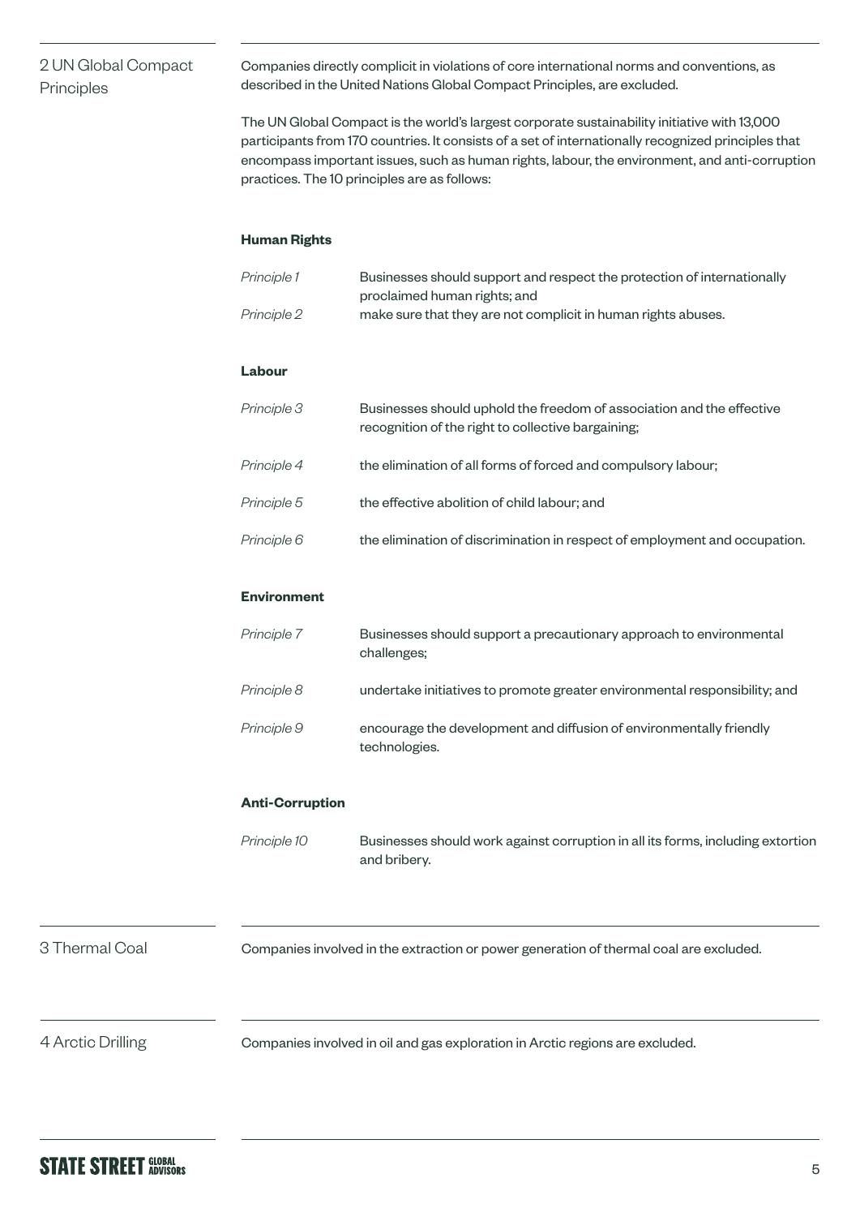## 2 UN Global Compact Principles

Companies directly complicit in violations of core international norms and conventions, as described in the United Nations Global Compact Principles, are excluded.

The UN Global Compact is the world's largest corporate sustainability initiative with 13,000 participants from 170 countries. It consists of a set of internationally recognized principles that encompass important issues, such as human rights, labour, the environment, and anti-corruption practices. The 10 principles are as follows:

**Human Rights**

| | |
|---|---|
| *Principle 1* | Businesses should support and respect the protection of internationally proclaimed human rights; and |
| *Principle 2* | make sure that they are not complicit in human rights abuses. |

**Labour**

| | |
|---|---|
| *Principle 3* | Businesses should uphold the freedom of association and the effective recognition of the right to collective bargaining; |
| *Principle 4* | the elimination of all forms of forced and compulsory labour; |
| *Principle 5* | the effective abolition of child labour; and |
| *Principle 6* | the elimination of discrimination in respect of employment and occupation. |

**Environment**

| | |
|---|---|
| *Principle 7* | Businesses should support a precautionary approach to environmental challenges; |
| *Principle 8* | undertake initiatives to promote greater environmental responsibility; and |
| *Principle 9* | encourage the development and diffusion of environmentally friendly technologies. |

**Anti-Corruption**

| | |
|---|---|
| *Principle 10* | Businesses should work against corruption in all its forms, including extortion and bribery. |

## 3 Thermal Coal

Companies involved in the extraction or power generation of thermal coal are excluded.

## 4 Arctic Drilling

Companies involved in oil and gas exploration in Arctic regions are excluded.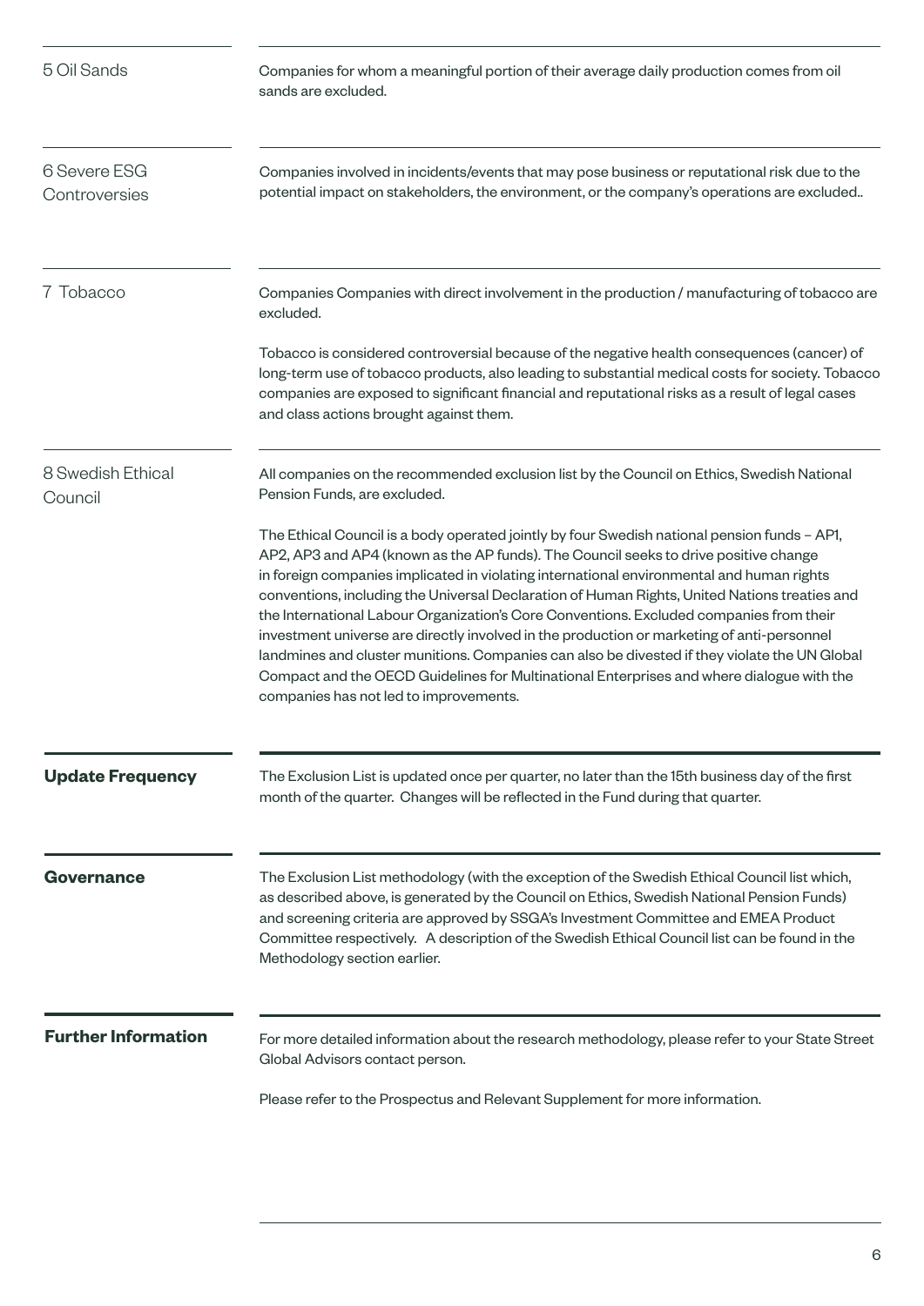### 5 Oil Sands

Companies for whom a meaningful portion of their average daily production comes from oil sands are excluded.

### 6 Severe ESG Controversies

Companies involved in incidents/events that may pose business or reputational risk due to the potential impact on stakeholders, the environment, or the company's operations are excluded..

### 7 Tobacco

Companies Companies with direct involvement in the production / manufacturing of tobacco are excluded.

Tobacco is considered controversial because of the negative health consequences (cancer) of long-term use of tobacco products, also leading to substantial medical costs for society. Tobacco companies are exposed to significant financial and reputational risks as a result of legal cases and class actions brought against them.

### 8 Swedish Ethical Council

All companies on the recommended exclusion list by the Council on Ethics, Swedish National Pension Funds, are excluded.

The Ethical Council is a body operated jointly by four Swedish national pension funds – AP1, AP2, AP3 and AP4 (known as the AP funds). The Council seeks to drive positive change in foreign companies implicated in violating international environmental and human rights conventions, including the Universal Declaration of Human Rights, United Nations treaties and the International Labour Organization's Core Conventions. Excluded companies from their investment universe are directly involved in the production or marketing of anti-personnel landmines and cluster munitions. Companies can also be divested if they violate the UN Global Compact and the OECD Guidelines for Multinational Enterprises and where dialogue with the companies has not led to improvements.

## Update Frequency

The Exclusion List is updated once per quarter, no later than the 15th business day of the first month of the quarter. Changes will be reflected in the Fund during that quarter.

## Governance

The Exclusion List methodology (with the exception of the Swedish Ethical Council list which, as described above, is generated by the Council on Ethics, Swedish National Pension Funds) and screening criteria are approved by SSGA's Investment Committee and EMEA Product Committee respectively. A description of the Swedish Ethical Council list can be found in the Methodology section earlier.

## Further Information

For more detailed information about the research methodology, please refer to your State Street Global Advisors contact person.

Please refer to the Prospectus and Relevant Supplement for more information.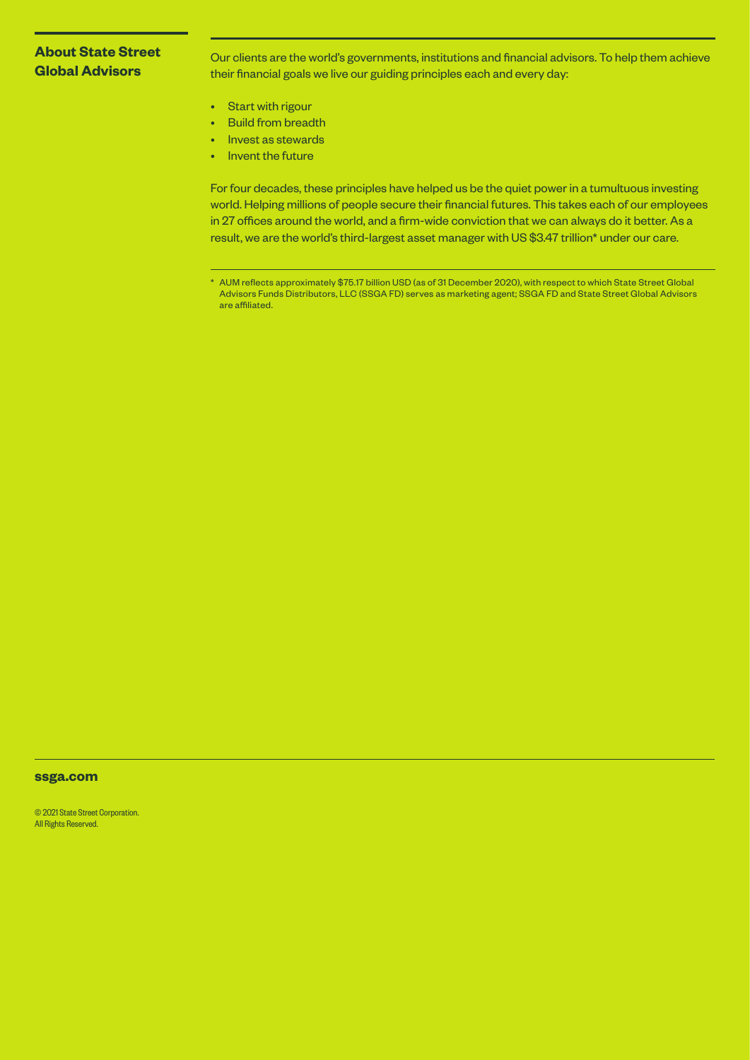## About State Street Global Advisors

Our clients are the world's governments, institutions and financial advisors. To help them achieve their financial goals we live our guiding principles each and every day:

- Start with rigour
- Build from breadth
- Invest as stewards
- Invent the future

For four decades, these principles have helped us be the quiet power in a tumultuous investing world. Helping millions of people secure their financial futures. This takes each of our employees in 27 offices around the world, and a firm-wide conviction that we can always do it better. As a result, we are the world's third-largest asset manager with US $3.47 trillion* under our care.

\* AUM reflects approximately $75.17 billion USD (as of 31 December 2020), with respect to which State Street Global Advisors Funds Distributors, LLC (SSGA FD) serves as marketing agent; SSGA FD and State Street Global Advisors are affiliated.

**ssga.com**

© 2021 State Street Corporation.
All Rights Reserved.